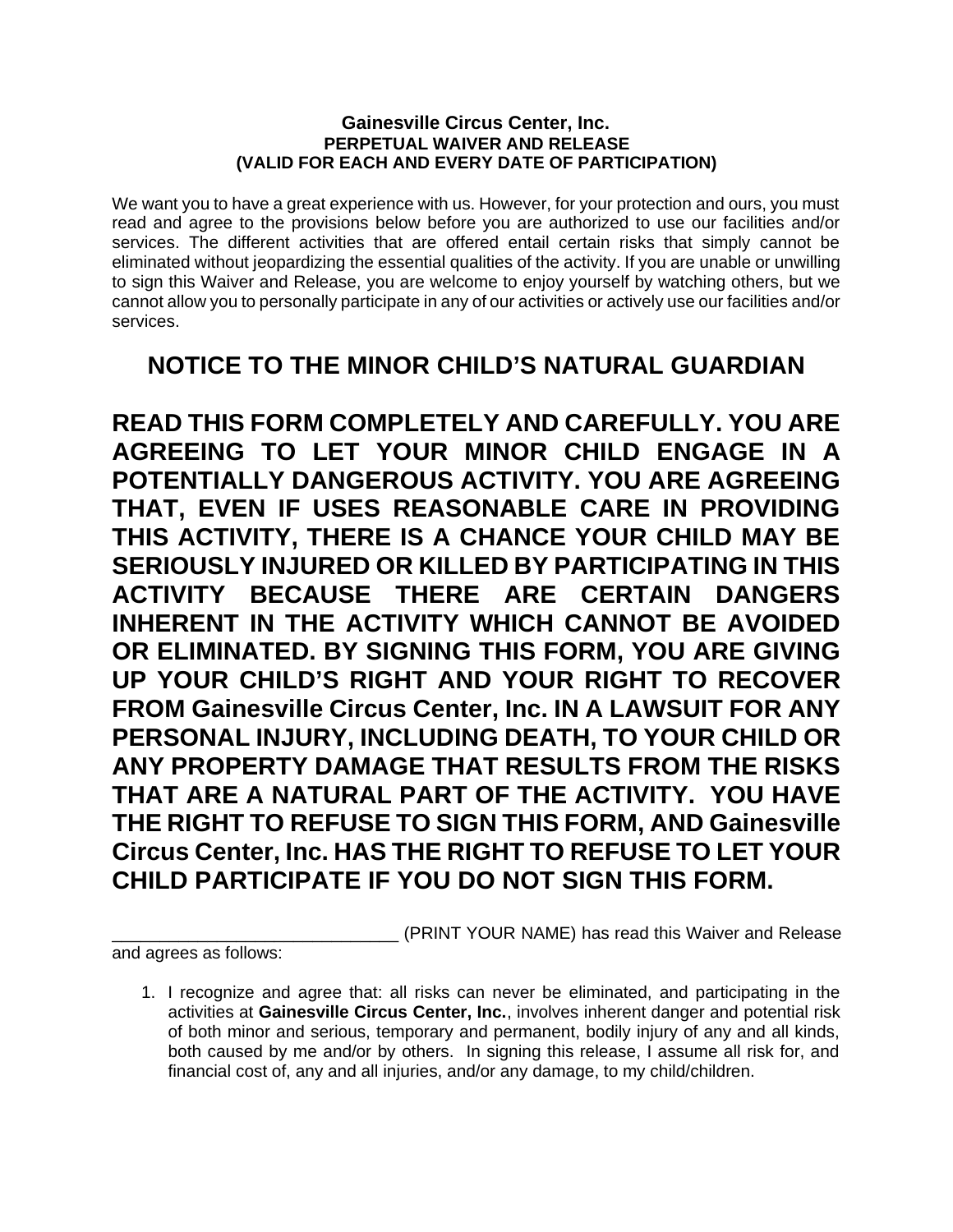**Gainesville Circus Center, Inc.**
**PERPETUAL WAIVER AND RELEASE**
**(VALID FOR EACH AND EVERY DATE OF PARTICIPATION)**

We want you to have a great experience with us. However, for your protection and ours, you must read and agree to the provisions below before you are authorized to use our facilities and/or services. The different activities that are offered entail certain risks that simply cannot be eliminated without jeopardizing the essential qualities of the activity. If you are unable or unwilling to sign this Waiver and Release, you are welcome to enjoy yourself by watching others, but we cannot allow you to personally participate in any of our activities or actively use our facilities and/or services.

## NOTICE TO THE MINOR CHILD'S NATURAL GUARDIAN

**READ THIS FORM COMPLETELY AND CAREFULLY. YOU ARE AGREEING TO LET YOUR MINOR CHILD ENGAGE IN A POTENTIALLY DANGEROUS ACTIVITY. YOU ARE AGREEING THAT, EVEN IF USES REASONABLE CARE IN PROVIDING THIS ACTIVITY, THERE IS A CHANCE YOUR CHILD MAY BE SERIOUSLY INJURED OR KILLED BY PARTICIPATING IN THIS ACTIVITY BECAUSE THERE ARE CERTAIN DANGERS INHERENT IN THE ACTIVITY WHICH CANNOT BE AVOIDED OR ELIMINATED. BY SIGNING THIS FORM, YOU ARE GIVING UP YOUR CHILD'S RIGHT AND YOUR RIGHT TO RECOVER FROM Gainesville Circus Center, Inc. IN A LAWSUIT FOR ANY PERSONAL INJURY, INCLUDING DEATH, TO YOUR CHILD OR ANY PROPERTY DAMAGE THAT RESULTS FROM THE RISKS THAT ARE A NATURAL PART OF THE ACTIVITY. YOU HAVE THE RIGHT TO REFUSE TO SIGN THIS FORM, AND Gainesville Circus Center, Inc. HAS THE RIGHT TO REFUSE TO LET YOUR CHILD PARTICIPATE IF YOU DO NOT SIGN THIS FORM.**

_____________________________ (PRINT YOUR NAME) has read this Waiver and Release and agrees as follows:

1. I recognize and agree that: all risks can never be eliminated, and participating in the activities at **Gainesville Circus Center, Inc.**, involves inherent danger and potential risk of both minor and serious, temporary and permanent, bodily injury of any and all kinds, both caused by me and/or by others. In signing this release, I assume all risk for, and financial cost of, any and all injuries, and/or any damage, to my child/children.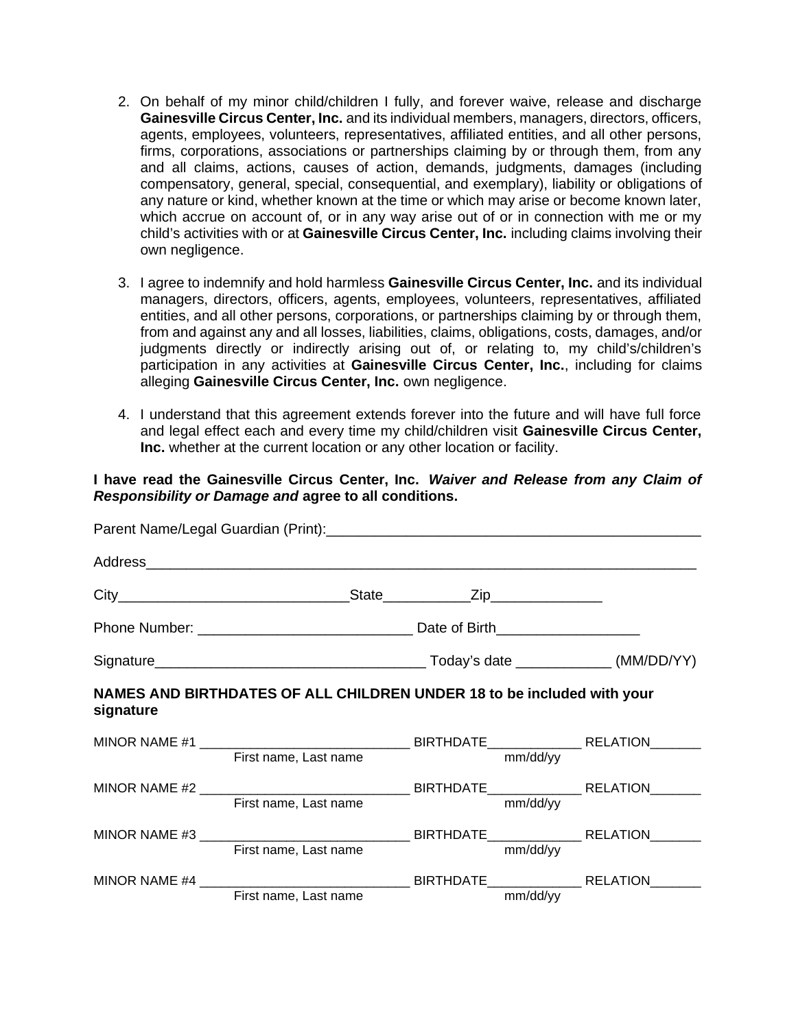2. On behalf of my minor child/children I fully, and forever waive, release and discharge **Gainesville Circus Center, Inc.** and its individual members, managers, directors, officers, agents, employees, volunteers, representatives, affiliated entities, and all other persons, firms, corporations, associations or partnerships claiming by or through them, from any and all claims, actions, causes of action, demands, judgments, damages (including compensatory, general, special, consequential, and exemplary), liability or obligations of any nature or kind, whether known at the time or which may arise or become known later, which accrue on account of, or in any way arise out of or in connection with me or my child's activities with or at **Gainesville Circus Center, Inc.** including claims involving their own negligence.

3. I agree to indemnify and hold harmless **Gainesville Circus Center, Inc.** and its individual managers, directors, officers, agents, employees, volunteers, representatives, affiliated entities, and all other persons, corporations, or partnerships claiming by or through them, from and against any and all losses, liabilities, claims, obligations, costs, damages, and/or judgments directly or indirectly arising out of, or relating to, my child's/children's participation in any activities at **Gainesville Circus Center, Inc.**, including for claims alleging **Gainesville Circus Center, Inc.** own negligence.

4. I understand that this agreement extends forever into the future and will have full force and legal effect each and every time my child/children visit **Gainesville Circus Center, Inc.** whether at the current location or any other location or facility.

**I have read the Gainesville Circus Center, Inc.** ***Waiver and Release from any Claim of Responsibility or Damage and*** **agree to all conditions.**

Parent Name/Legal Guardian (Print):_______________________________________________

Address_________________________________________________________________________

City_____________________________State___________Zip______________

Phone Number: ___________________________ Date of Birth__________________

Signature__________________________________ Today's date ____________ (MM/DD/YY)

**NAMES AND BIRTHDATES OF ALL CHILDREN UNDER 18 to be included with your signature**

MINOR NAME #1 _____________________________ BIRTHDATE_____________ RELATION_______
First name, Last name mm/dd/yy

MINOR NAME #2 _____________________________ BIRTHDATE_____________ RELATION_______
First name, Last name mm/dd/yy

MINOR NAME #3 _____________________________ BIRTHDATE_____________ RELATION_______
First name, Last name mm/dd/yy

MINOR NAME #4 _____________________________ BIRTHDATE_____________ RELATION_______
First name, Last name mm/dd/yy